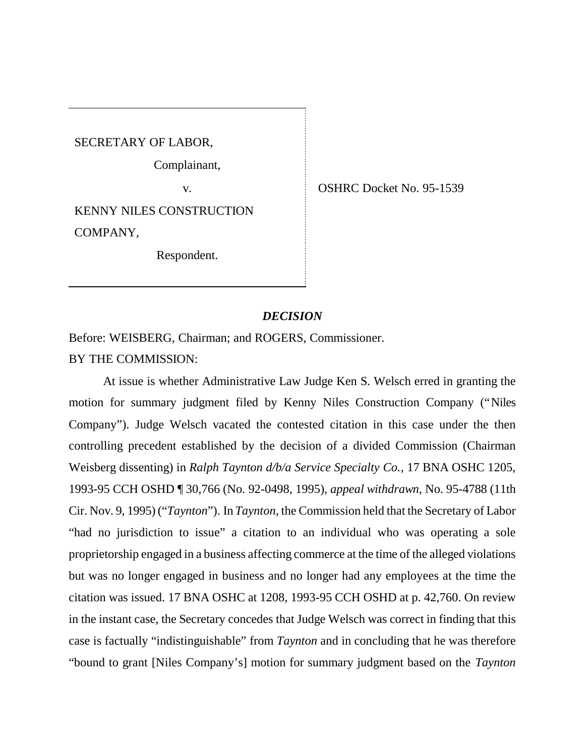SECRETARY OF LABOR,

Complainant,

v.

KENNY NILES CONSTRUCTION COMPANY,

Respondent.

OSHRC Docket No. 95-1539

## *DECISION*

Before: WEISBERG, Chairman; and ROGERS, Commissioner.

BY THE COMMISSION:

At issue is whether Administrative Law Judge Ken S. Welsch erred in granting the motion for summary judgment filed by Kenny Niles Construction Company ("Niles Company"). Judge Welsch vacated the contested citation in this case under the then controlling precedent established by the decision of a divided Commission (Chairman Weisberg dissenting) in *Ralph Taynton d/b/a Service Specialty Co.*, 17 BNA OSHC 1205, 1993-95 CCH OSHD ¶ 30,766 (No. 92-0498, 1995), *appeal withdrawn*, No. 95-4788 (11th Cir. Nov. 9, 1995) ("*Taynton*"). In *Taynton*, the Commission held that the Secretary of Labor "had no jurisdiction to issue" a citation to an individual who was operating a sole proprietorship engaged in a business affecting commerce at the time of the alleged violations but was no longer engaged in business and no longer had any employees at the time the citation was issued. 17 BNA OSHC at 1208, 1993-95 CCH OSHD at p. 42,760. On review in the instant case, the Secretary concedes that Judge Welsch was correct in finding that this case is factually "indistinguishable" from *Taynton* and in concluding that he was therefore "bound to grant [Niles Company's] motion for summary judgment based on the *Taynton*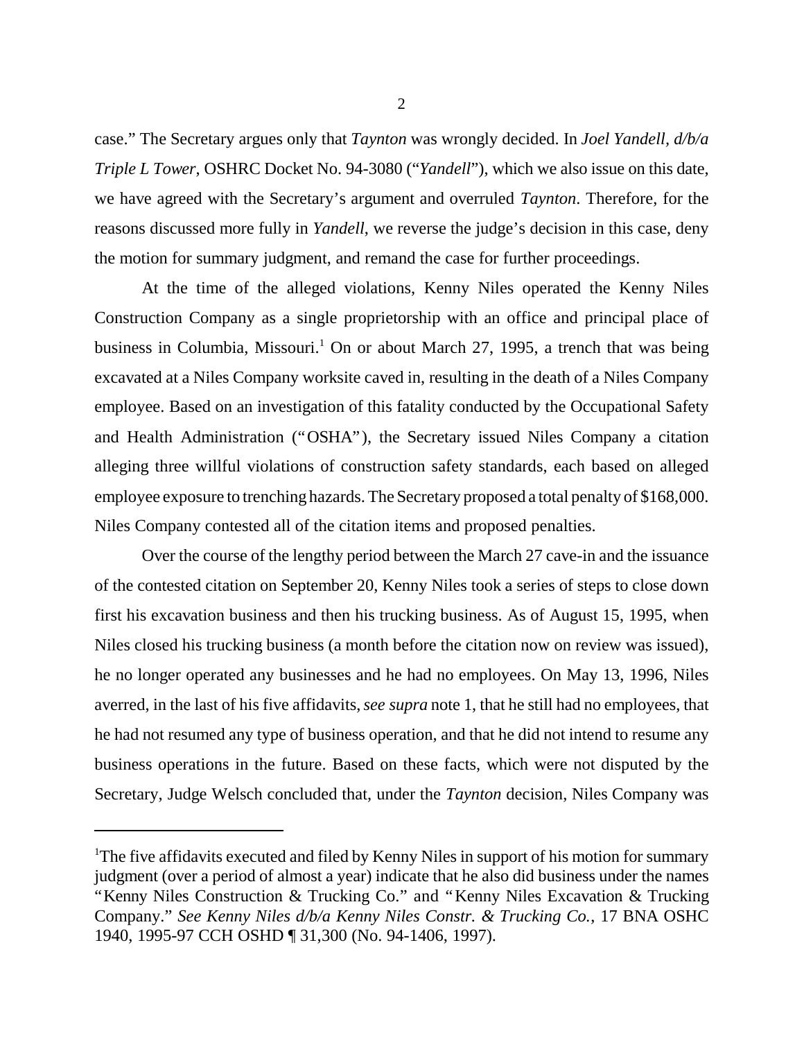case." The Secretary argues only that *Taynton* was wrongly decided. In *Joel Yandell, d/b/a Triple L Tower*, OSHRC Docket No. 94-3080 ("*Yandell*"), which we also issue on this date, we have agreed with the Secretary's argument and overruled *Taynton*. Therefore, for the reasons discussed more fully in *Yandell*, we reverse the judge's decision in this case, deny the motion for summary judgment, and remand the case for further proceedings.

At the time of the alleged violations, Kenny Niles operated the Kenny Niles Construction Company as a single proprietorship with an office and principal place of business in Columbia, Missouri.[1] On or about March 27, 1995, a trench that was being excavated at a Niles Company worksite caved in, resulting in the death of a Niles Company employee. Based on an investigation of this fatality conducted by the Occupational Safety and Health Administration ("OSHA"), the Secretary issued Niles Company a citation alleging three willful violations of construction safety standards, each based on alleged employee exposure to trenching hazards. The Secretary proposed a total penalty of $168,000. Niles Company contested all of the citation items and proposed penalties.

Over the course of the lengthy period between the March 27 cave-in and the issuance of the contested citation on September 20, Kenny Niles took a series of steps to close down first his excavation business and then his trucking business. As of August 15, 1995, when Niles closed his trucking business (a month before the citation now on review was issued), he no longer operated any businesses and he had no employees. On May 13, 1996, Niles averred, in the last of his five affidavits, *see supra* note 1, that he still had no employees, that he had not resumed any type of business operation, and that he did not intend to resume any business operations in the future. Based on these facts, which were not disputed by the Secretary, Judge Welsch concluded that, under the *Taynton* decision, Niles Company was

---

[1]The five affidavits executed and filed by Kenny Niles in support of his motion for summary judgment (over a period of almost a year) indicate that he also did business under the names "Kenny Niles Construction & Trucking Co." and "Kenny Niles Excavation & Trucking Company." *See Kenny Niles d/b/a Kenny Niles Constr. & Trucking Co.*, 17 BNA OSHC 1940, 1995-97 CCH OSHD ¶ 31,300 (No. 94-1406, 1997).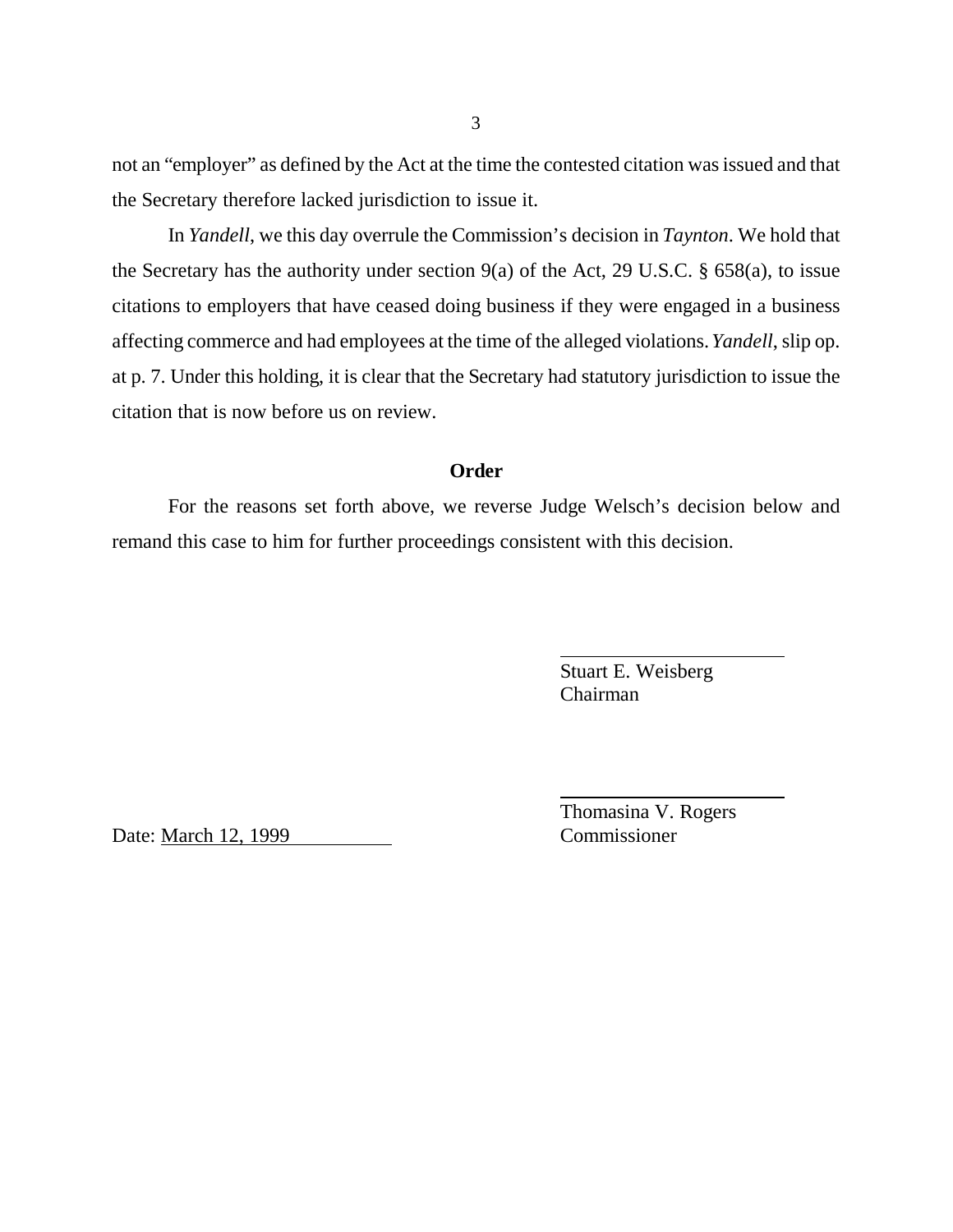not an "employer" as defined by the Act at the time the contested citation was issued and that the Secretary therefore lacked jurisdiction to issue it.

In *Yandell*, we this day overrule the Commission's decision in *Taynton*. We hold that the Secretary has the authority under section 9(a) of the Act, 29 U.S.C. § 658(a), to issue citations to employers that have ceased doing business if they were engaged in a business affecting commerce and had employees at the time of the alleged violations. *Yandell*, slip op. at p. 7. Under this holding, it is clear that the Secretary had statutory jurisdiction to issue the citation that is now before us on review.

**Order**

For the reasons set forth above, we reverse Judge Welsch's decision below and remand this case to him for further proceedings consistent with this decision.

Stuart E. Weisberg
Chairman

Thomasina V. Rogers
Commissioner

Date: March 12, 1999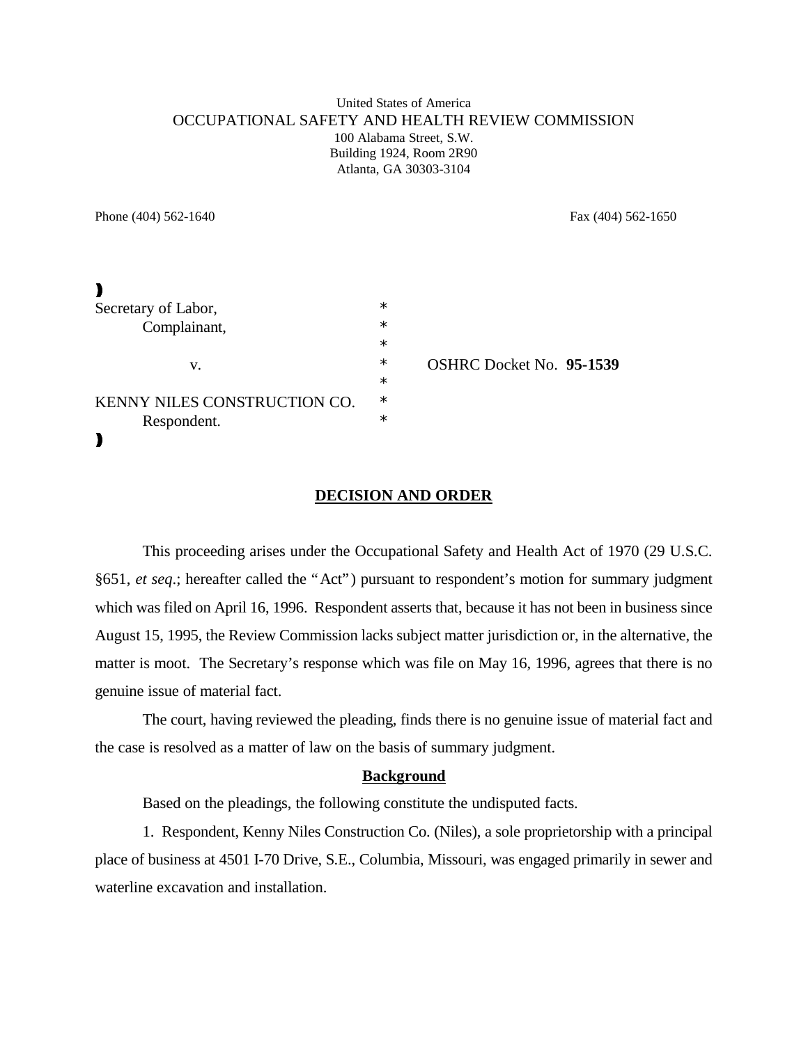United States of America
OCCUPATIONAL SAFETY AND HEALTH REVIEW COMMISSION
100 Alabama Street, S.W.
Building 1924, Room 2R90
Atlanta, GA 30303-3104

Phone (404) 562-1640 Fax (404) 562-1650

| | | |
|---|---|---|
| Secretary of Labor, | * | |
| Complainant, | * | |
| | * | |
| v. | * | OSHRC Docket No. **95-1539** |
| | * | |
| KENNY NILES CONSTRUCTION CO. | * | |
| Respondent. | * | |

## DECISION AND ORDER

This proceeding arises under the Occupational Safety and Health Act of 1970 (29 U.S.C. §651, *et seq*.; hereafter called the "Act") pursuant to respondent's motion for summary judgment which was filed on April 16, 1996. Respondent asserts that, because it has not been in business since August 15, 1995, the Review Commission lacks subject matter jurisdiction or, in the alternative, the matter is moot. The Secretary's response which was file on May 16, 1996, agrees that there is no genuine issue of material fact.

The court, having reviewed the pleading, finds there is no genuine issue of material fact and the case is resolved as a matter of law on the basis of summary judgment.

### Background

Based on the pleadings, the following constitute the undisputed facts.

1. Respondent, Kenny Niles Construction Co. (Niles), a sole proprietorship with a principal place of business at 4501 I-70 Drive, S.E., Columbia, Missouri, was engaged primarily in sewer and waterline excavation and installation.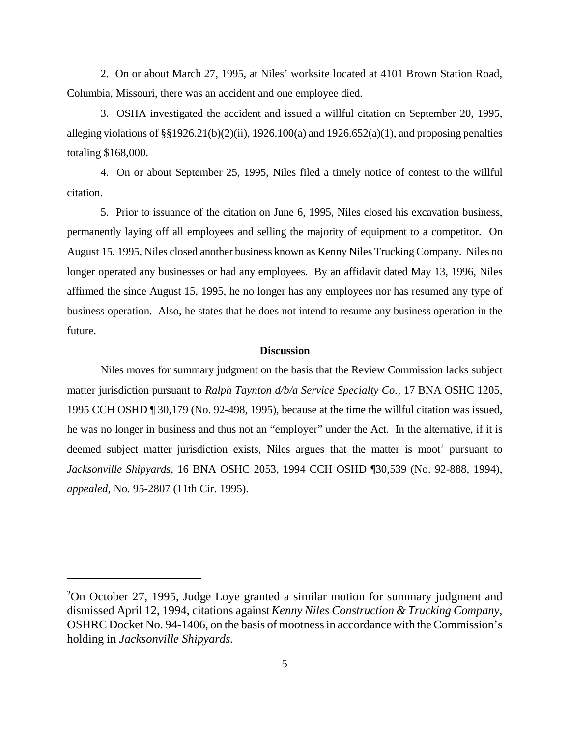2. On or about March 27, 1995, at Niles' worksite located at 4101 Brown Station Road, Columbia, Missouri, there was an accident and one employee died.

3. OSHA investigated the accident and issued a willful citation on September 20, 1995, alleging violations of §§1926.21(b)(2)(ii), 1926.100(a) and 1926.652(a)(1), and proposing penalties totaling $168,000.

4. On or about September 25, 1995, Niles filed a timely notice of contest to the willful citation.

5. Prior to issuance of the citation on June 6, 1995, Niles closed his excavation business, permanently laying off all employees and selling the majority of equipment to a competitor. On August 15, 1995, Niles closed another business known as Kenny Niles Trucking Company. Niles no longer operated any businesses or had any employees. By an affidavit dated May 13, 1996, Niles affirmed the since August 15, 1995, he no longer has any employees nor has resumed any type of business operation. Also, he states that he does not intend to resume any business operation in the future.

## **Discussion**

Niles moves for summary judgment on the basis that the Review Commission lacks subject matter jurisdiction pursuant to *Ralph Taynton d/b/a Service Specialty Co.*, 17 BNA OSHC 1205, 1995 CCH OSHD ¶ 30,179 (No. 92-498, 1995), because at the time the willful citation was issued, he was no longer in business and thus not an "employer" under the Act. In the alternative, if it is deemed subject matter jurisdiction exists, Niles argues that the matter is moot[2] pursuant to *Jacksonville Shipyards*, 16 BNA OSHC 2053, 1994 CCH OSHD ¶30,539 (No. 92-888, 1994), *appealed*, No. 95-2807 (11th Cir. 1995).

---

[2]On October 27, 1995, Judge Loye granted a similar motion for summary judgment and dismissed April 12, 1994, citations against *Kenny Niles Construction & Trucking Company*, OSHRC Docket No. 94-1406, on the basis of mootness in accordance with the Commission's holding in *Jacksonville Shipyards.*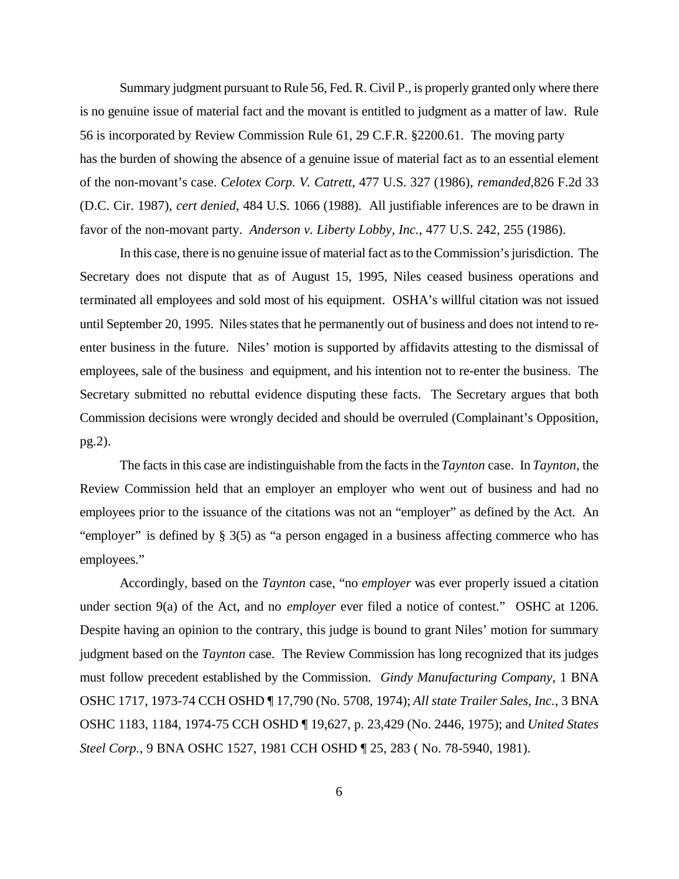Summary judgment pursuant to Rule 56, Fed. R. Civil P., is properly granted only where there is no genuine issue of material fact and the movant is entitled to judgment as a matter of law. Rule 56 is incorporated by Review Commission Rule 61, 29 C.F.R. §2200.61. The moving party has the burden of showing the absence of a genuine issue of material fact as to an essential element of the non-movant's case. *Celotex Corp. V. Catrett*, 477 U.S. 327 (1986), *remanded*,826 F.2d 33 (D.C. Cir. 1987), *cert denied*, 484 U.S. 1066 (1988). All justifiable inferences are to be drawn in favor of the non-movant party. *Anderson v. Liberty Lobby, Inc.*, 477 U.S. 242, 255 (1986).

In this case, there is no genuine issue of material fact as to the Commission's jurisdiction. The Secretary does not dispute that as of August 15, 1995, Niles ceased business operations and terminated all employees and sold most of his equipment. OSHA's willful citation was not issued until September 20, 1995. Niles states that he permanently out of business and does not intend to re-enter business in the future. Niles' motion is supported by affidavits attesting to the dismissal of employees, sale of the business and equipment, and his intention not to re-enter the business. The Secretary submitted no rebuttal evidence disputing these facts. The Secretary argues that both Commission decisions were wrongly decided and should be overruled (Complainant's Opposition, pg.2).

The facts in this case are indistinguishable from the facts in the *Taynton* case. In *Taynton*, the Review Commission held that an employer an employer who went out of business and had no employees prior to the issuance of the citations was not an "employer" as defined by the Act. An "employer" is defined by § 3(5) as "a person engaged in a business affecting commerce who has employees."

Accordingly, based on the *Taynton* case, "no *employer* was ever properly issued a citation under section 9(a) of the Act, and no *employer* ever filed a notice of contest." OSHC at 1206. Despite having an opinion to the contrary, this judge is bound to grant Niles' motion for summary judgment based on the *Taynton* case. The Review Commission has long recognized that its judges must follow precedent established by the Commission. *Gindy Manufacturing Company*, 1 BNA OSHC 1717, 1973-74 CCH OSHD ¶ 17,790 (No. 5708, 1974); *All state Trailer Sales, Inc.*, 3 BNA OSHC 1183, 1184, 1974-75 CCH OSHD ¶ 19,627, p. 23,429 (No. 2446, 1975); and *United States Steel Corp.*, 9 BNA OSHC 1527, 1981 CCH OSHD ¶ 25, 283 ( No. 78-5940, 1981).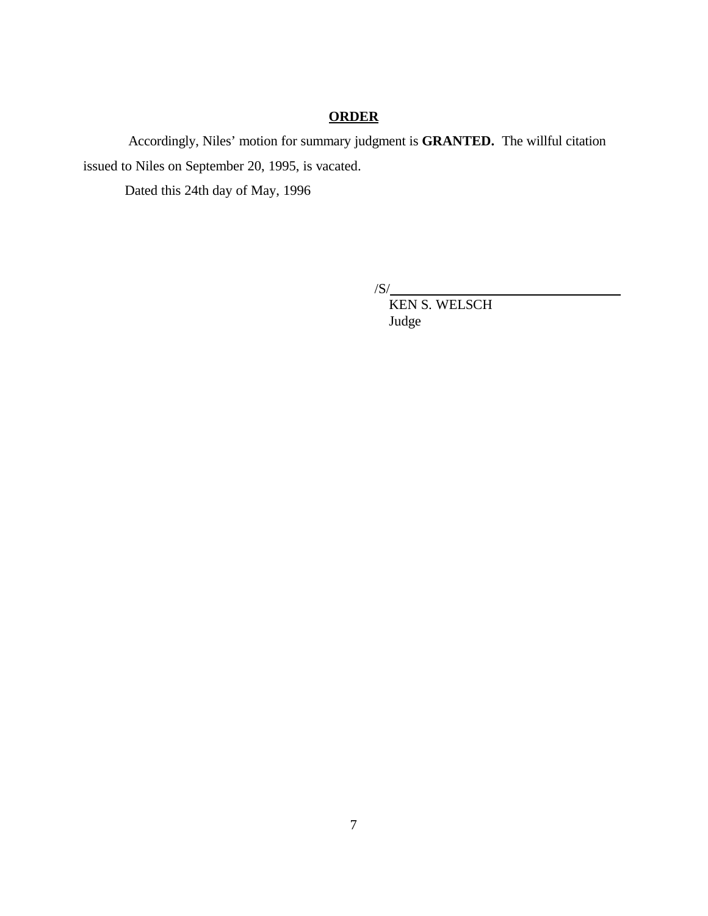## ORDER

Accordingly, Niles' motion for summary judgment is **GRANTED.** The willful citation issued to Niles on September 20, 1995, is vacated.

Dated this 24th day of May, 1996

/S/

KEN S. WELSCH
Judge